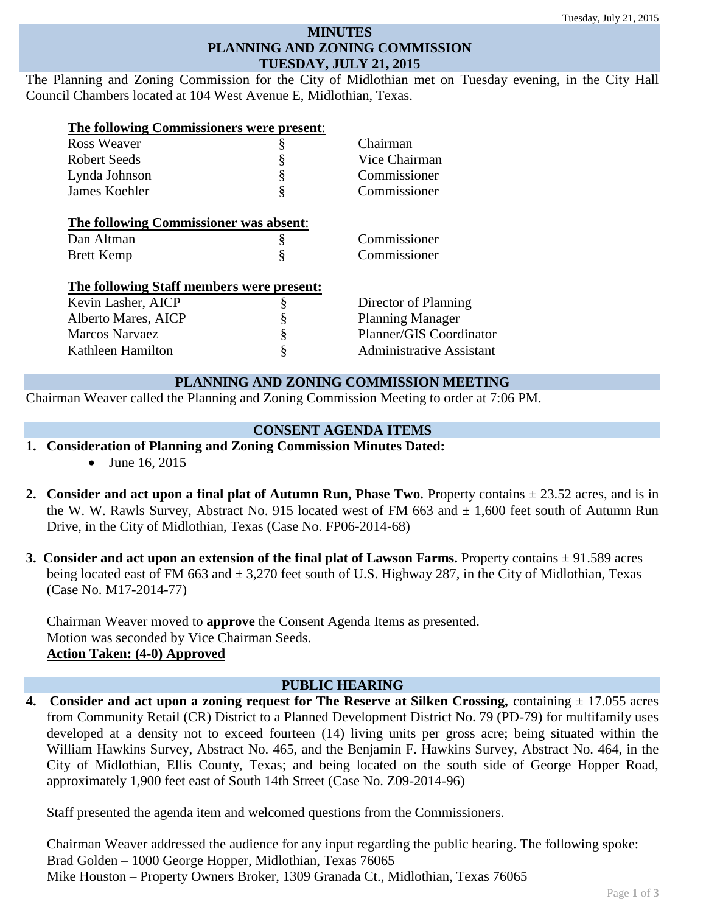# MINUTES
# PLANNING AND ZONING COMMISSION
# TUESDAY, JULY 21, 2015

The Planning and Zoning Commission for the City of Midlothian met on Tuesday evening, in the City Hall Council Chambers located at 104 West Avenue E, Midlothian, Texas.

**The following Commissioners were present:**

| | | |
|---|---|---|
| Ross Weaver | § | Chairman |
| Robert Seeds | § | Vice Chairman |
| Lynda Johnson | § | Commissioner |
| James Koehler | § | Commissioner |

**The following Commissioner was absent:**

| | | |
|---|---|---|
| Dan Altman | § | Commissioner |
| Brett Kemp | § | Commissioner |

**The following Staff members were present:**

| | | |
|---|---|---|
| Kevin Lasher, AICP | § | Director of Planning |
| Alberto Mares, AICP | § | Planning Manager |
| Marcos Narvaez | § | Planner/GIS Coordinator |
| Kathleen Hamilton | § | Administrative Assistant |

## PLANNING AND ZONING COMMISSION MEETING

Chairman Weaver called the Planning and Zoning Commission Meeting to order at 7:06 PM.

## CONSENT AGENDA ITEMS

1. **Consideration of Planning and Zoning Commission Minutes Dated:**
   - June 16, 2015

2. **Consider and act upon a final plat of Autumn Run, Phase Two.** Property contains ± 23.52 acres, and is in the W. W. Rawls Survey, Abstract No. 915 located west of FM 663 and ± 1,600 feet south of Autumn Run Drive, in the City of Midlothian, Texas (Case No. FP06-2014-68)

3. **Consider and act upon an extension of the final plat of Lawson Farms.** Property contains ± 91.589 acres being located east of FM 663 and ± 3,270 feet south of U.S. Highway 287, in the City of Midlothian, Texas (Case No. M17-2014-77)

   Chairman Weaver moved to **approve** the Consent Agenda Items as presented.
   Motion was seconded by Vice Chairman Seeds.
   **Action Taken: (4-0) Approved**

## PUBLIC HEARING

4. **Consider and act upon a zoning request for The Reserve at Silken Crossing,** containing ± 17.055 acres from Community Retail (CR) District to a Planned Development District No. 79 (PD-79) for multifamily uses developed at a density not to exceed fourteen (14) living units per gross acre; being situated within the William Hawkins Survey, Abstract No. 465, and the Benjamin F. Hawkins Survey, Abstract No. 464, in the City of Midlothian, Ellis County, Texas; and being located on the south side of George Hopper Road, approximately 1,900 feet east of South 14th Street (Case No. Z09-2014-96)

   Staff presented the agenda item and welcomed questions from the Commissioners.

   Chairman Weaver addressed the audience for any input regarding the public hearing. The following spoke:
   Brad Golden – 1000 George Hopper, Midlothian, Texas 76065
   Mike Houston – Property Owners Broker, 1309 Granada Ct., Midlothian, Texas 76065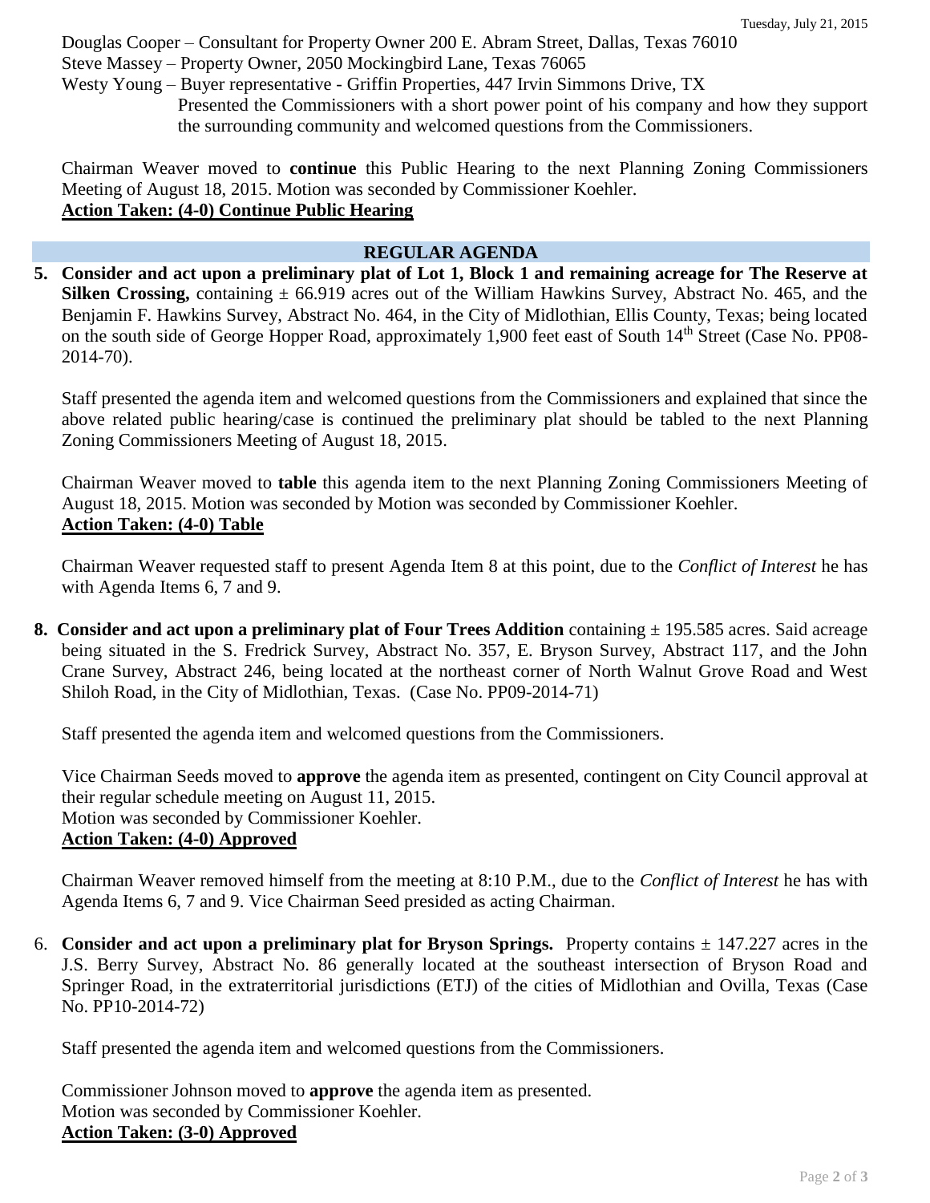Douglas Cooper – Consultant for Property Owner 200 E. Abram Street, Dallas, Texas 76010
Steve Massey – Property Owner, 2050 Mockingbird Lane, Texas 76065
Westy Young – Buyer representative - Griffin Properties, 447 Irvin Simmons Drive, TX
Presented the Commissioners with a short power point of his company and how they support the surrounding community and welcomed questions from the Commissioners.

Chairman Weaver moved to **continue** this Public Hearing to the next Planning Zoning Commissioners Meeting of August 18, 2015. Motion was seconded by Commissioner Koehler.
**Action Taken: (4-0) Continue Public Hearing**

## REGULAR AGENDA

**5. Consider and act upon a preliminary plat of Lot 1, Block 1 and remaining acreage for The Reserve at Silken Crossing,** containing ± 66.919 acres out of the William Hawkins Survey, Abstract No. 465, and the Benjamin F. Hawkins Survey, Abstract No. 464, in the City of Midlothian, Ellis County, Texas; being located on the south side of George Hopper Road, approximately 1,900 feet east of South 14th Street (Case No. PP08-2014-70).

Staff presented the agenda item and welcomed questions from the Commissioners and explained that since the above related public hearing/case is continued the preliminary plat should be tabled to the next Planning Zoning Commissioners Meeting of August 18, 2015.

Chairman Weaver moved to **table** this agenda item to the next Planning Zoning Commissioners Meeting of August 18, 2015. Motion was seconded by Motion was seconded by Commissioner Koehler.
**Action Taken: (4-0) Table**

Chairman Weaver requested staff to present Agenda Item 8 at this point, due to the *Conflict of Interest* he has with Agenda Items 6, 7 and 9.

**8. Consider and act upon a preliminary plat of Four Trees Addition** containing ± 195.585 acres. Said acreage being situated in the S. Fredrick Survey, Abstract No. 357, E. Bryson Survey, Abstract 117, and the John Crane Survey, Abstract 246, being located at the northeast corner of North Walnut Grove Road and West Shiloh Road, in the City of Midlothian, Texas. (Case No. PP09-2014-71)

Staff presented the agenda item and welcomed questions from the Commissioners.

Vice Chairman Seeds moved to **approve** the agenda item as presented, contingent on City Council approval at their regular schedule meeting on August 11, 2015.
Motion was seconded by Commissioner Koehler.
**Action Taken: (4-0) Approved**

Chairman Weaver removed himself from the meeting at 8:10 P.M., due to the *Conflict of Interest* he has with Agenda Items 6, 7 and 9. Vice Chairman Seed presided as acting Chairman.

6. **Consider and act upon a preliminary plat for Bryson Springs.** Property contains ± 147.227 acres in the J.S. Berry Survey, Abstract No. 86 generally located at the southeast intersection of Bryson Road and Springer Road, in the extraterritorial jurisdictions (ETJ) of the cities of Midlothian and Ovilla, Texas (Case No. PP10-2014-72)

Staff presented the agenda item and welcomed questions from the Commissioners.

Commissioner Johnson moved to **approve** the agenda item as presented.
Motion was seconded by Commissioner Koehler.
**Action Taken: (3-0) Approved**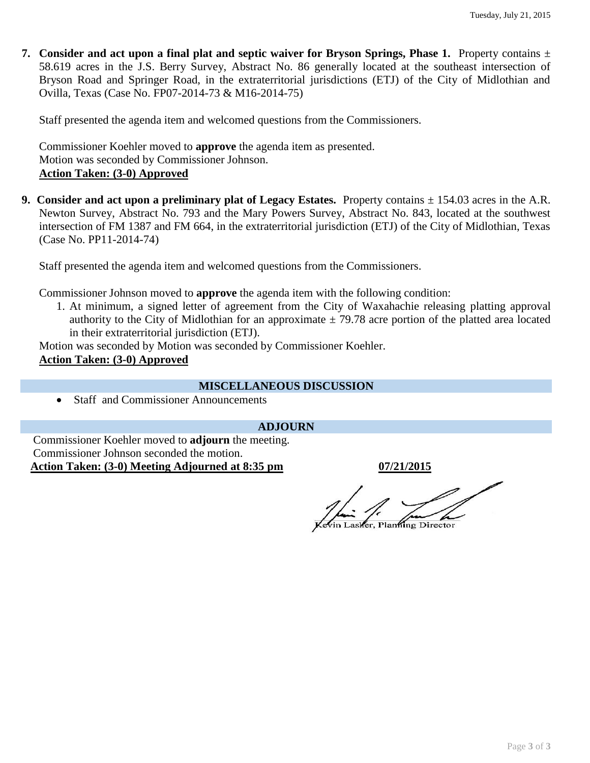**7. Consider and act upon a final plat and septic waiver for Bryson Springs, Phase 1.** Property contains ± 58.619 acres in the J.S. Berry Survey, Abstract No. 86 generally located at the southeast intersection of Bryson Road and Springer Road, in the extraterritorial jurisdictions (ETJ) of the City of Midlothian and Ovilla, Texas (Case No. FP07-2014-73 & M16-2014-75)

Staff presented the agenda item and welcomed questions from the Commissioners.

Commissioner Koehler moved to **approve** the agenda item as presented.
Motion was seconded by Commissioner Johnson.
**Action Taken: (3-0) Approved**

**9. Consider and act upon a preliminary plat of Legacy Estates.** Property contains ± 154.03 acres in the A.R. Newton Survey, Abstract No. 793 and the Mary Powers Survey, Abstract No. 843, located at the southwest intersection of FM 1387 and FM 664, in the extraterritorial jurisdiction (ETJ) of the City of Midlothian, Texas (Case No. PP11-2014-74)

Staff presented the agenda item and welcomed questions from the Commissioners.

Commissioner Johnson moved to **approve** the agenda item with the following condition:

1. At minimum, a signed letter of agreement from the City of Waxahachie releasing platting approval authority to the City of Midlothian for an approximate ± 79.78 acre portion of the platted area located in their extraterritorial jurisdiction (ETJ).

Motion was seconded by Motion was seconded by Commissioner Koehler.
**Action Taken: (3-0) Approved**

## MISCELLANEOUS DISCUSSION

- Staff and Commissioner Announcements

## ADJOURN

Commissioner Koehler moved to **adjourn** the meeting.
Commissioner Johnson seconded the motion.
**Action Taken: (3-0) Meeting Adjourned at 8:35 pm** **07/21/2015**

Kevin Lasher, Planning Director